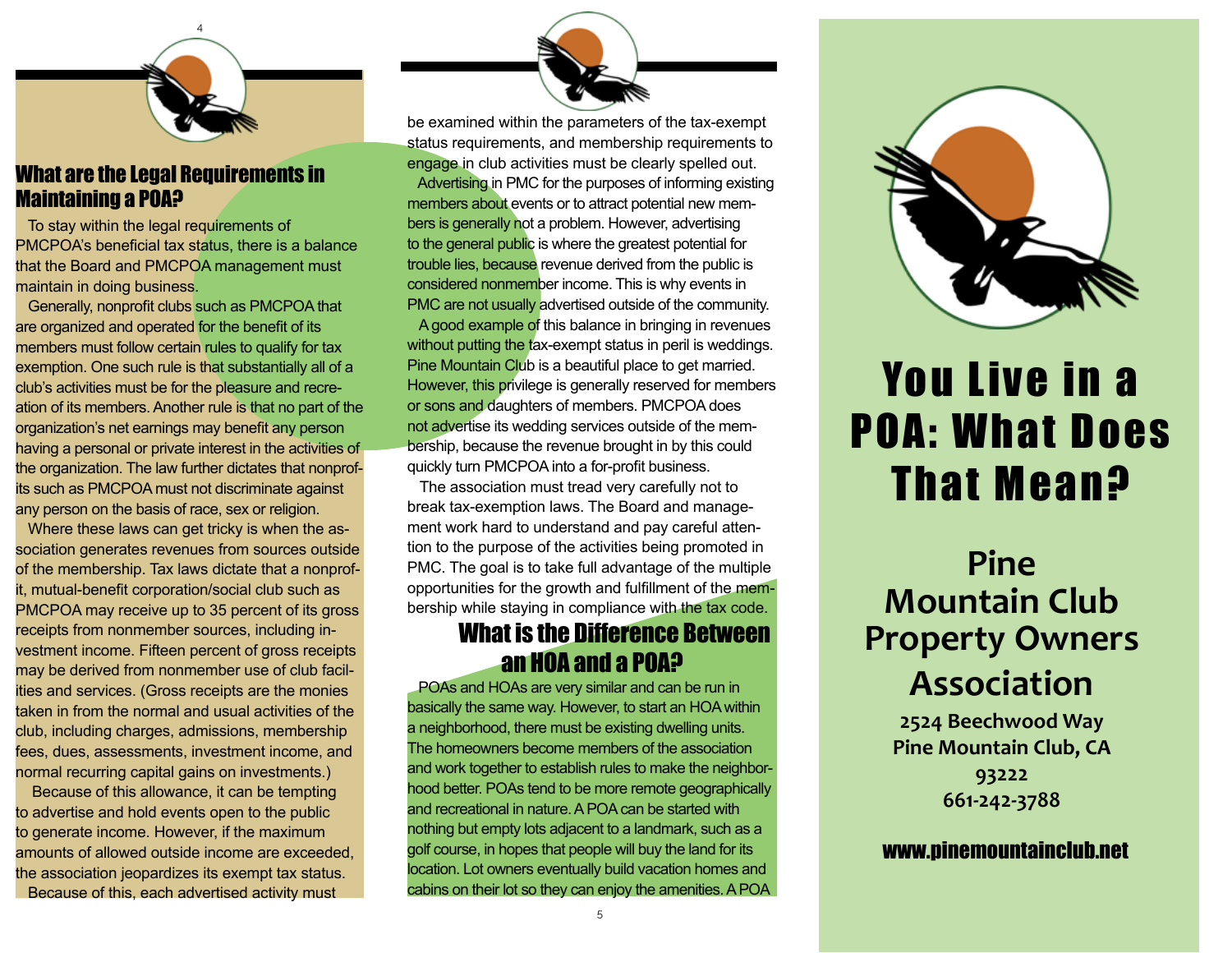## What are the Legal Requirements in Maintaining a POA?

To stay within the legal requirements of PMCPOA's beneficial tax status, there is a balance that the Board and PMCPOA management must maintain in doing business.

Generally, nonprofit clubs such as PMCPOA that are organized and operated for the benefit of its members must follow certain rules to qualify for tax exemption. One such rule is that substantially all of a club's activities must be for the pleasure and recreation of its members. Another rule is that no part of the organization's net earnings may benefit any person having a personal or private interest in the activities of the organization. The law further dictates that nonprofits such as PMCPOA must not discriminate against any person on the basis of race, sex or religion.

Where these laws can get tricky is when the association generates revenues from sources outside of the membership. Tax laws dictate that a nonprofit, mutual-benefit corporation/social club such as PMCPOA may receive up to 35 percent of its gross receipts from nonmember sources, including investment income. Fifteen percent of gross receipts may be derived from nonmember use of club facilities and services. (Gross receipts are the monies taken in from the normal and usual activities of the club, including charges, admissions, membership fees, dues, assessments, investment income, and normal recurring capital gains on investments.)

Because of this allowance, it can be tempting to advertise and hold events open to the public to generate income. However, if the maximum amounts of allowed outside income are exceeded, the association jeopardizes its exempt tax status.

Because of this, each advertised activity must be examined within the parameters of the tax-exempt status requirements, and membership requirements to engage in club activities must be clearly spelled out.

Advertising in PMC for the purposes of informing existing members about events or to attract potential new members is generally not a problem. However, advertising to the general public is where the greatest potential for trouble lies, because revenue derived from the public is considered nonmember income. This is why events in PMC are not usually advertised outside of the community.

A good example of this balance in bringing in revenues without putting the tax-exempt status in peril is weddings. Pine Mountain Club is a beautiful place to get married. However, this privilege is generally reserved for members or sons and daughters of members. PMCPOA does not advertise its wedding services outside of the membership, because the revenue brought in by this could quickly turn PMCPOA into a for-profit business.

The association must tread very carefully not to break tax-exemption laws. The Board and management work hard to understand and pay careful attention to the purpose of the activities being promoted in PMC. The goal is to take full advantage of the multiple opportunities for the growth and fulfillment of the membership while staying in compliance with the tax code.

## What is the Difference Between an HOA and a POA?

POAs and HOAs are very similar and can be run in basically the same way. However, to start an HOA within a neighborhood, there must be existing dwelling units. The homeowners become members of the association and work together to establish rules to make the neighborhood better. POAs tend to be more remote geographically and recreational in nature. A POA can be started with nothing but empty lots adjacent to a landmark, such as a golf course, in hopes that people will buy the land for its location. Lot owners eventually build vacation homes and cabins on their lot so they can enjoy the amenities. A POA

# You Live in a POA: What Does That Mean?

## Pine Mountain Club Property Owners Association

**2524 Beechwood Way**
**Pine Mountain Club, CA 93222**
**661-242-3788**

**www.pinemountainclub.net**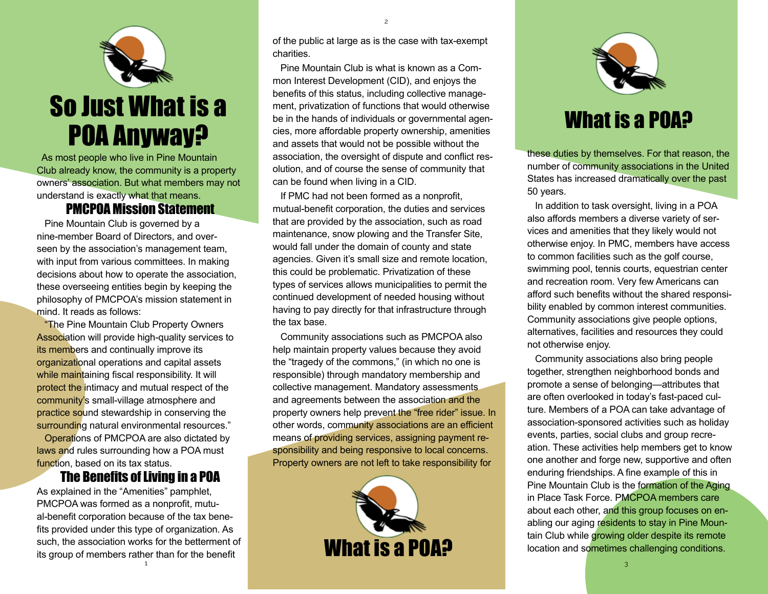# So Just What is a POA Anyway?

As most people who live in Pine Mountain Club already know, the community is a property owners' association. But what members may not understand is exactly what that means.

## PMCPOA Mission Statement

Pine Mountain Club is governed by a nine-member Board of Directors, and overseen by the association's management team, with input from various committees. In making decisions about how to operate the association, these overseeing entities begin by keeping the philosophy of PMCPOA's mission statement in mind. It reads as follows:

"The Pine Mountain Club Property Owners Association will provide high-quality services to its members and continually improve its organizational operations and capital assets while maintaining fiscal responsibility. It will protect the intimacy and mutual respect of the community's small-village atmosphere and practice sound stewardship in conserving the surrounding natural environmental resources."

Operations of PMCPOA are also dictated by laws and rules surrounding how a POA must function, based on its tax status.

## The Benefits of Living in a POA

As explained in the "Amenities" pamphlet, PMCPOA was formed as a nonprofit, mutual-benefit corporation because of the tax benefits provided under this type of organization. As such, the association works for the betterment of its group of members rather than for the benefit of the public at large as is the case with tax-exempt charities.

Pine Mountain Club is what is known as a Common Interest Development (CID), and enjoys the benefits of this status, including collective management, privatization of functions that would otherwise be in the hands of individuals or governmental agencies, more affordable property ownership, amenities and assets that would not be possible without the association, the oversight of dispute and conflict resolution, and of course the sense of community that can be found when living in a CID.

If PMC had not been formed as a nonprofit, mutual-benefit corporation, the duties and services that are provided by the association, such as road maintenance, snow plowing and the Transfer Site, would fall under the domain of county and state agencies. Given it's small size and remote location, this could be problematic. Privatization of these types of services allows municipalities to permit the continued development of needed housing without having to pay directly for that infrastructure through the tax base.

Community associations such as PMCPOA also help maintain property values because they avoid the "tragedy of the commons," (in which no one is responsible) through mandatory membership and collective management. Mandatory assessments and agreements between the association and the property owners help prevent the "free rider" issue. In other words, community associations are an efficient means of providing services, assigning payment responsibility and being responsive to local concerns. Property owners are not left to take responsibility for these duties by themselves. For that reason, the number of community associations in the United States has increased dramatically over the past 50 years.

In addition to task oversight, living in a POA also affords members a diverse variety of services and amenities that they likely would not otherwise enjoy. In PMC, members have access to common facilities such as the golf course, swimming pool, tennis courts, equestrian center and recreation room. Very few Americans can afford such benefits without the shared responsibility enabled by common interest communities. Community associations give people options, alternatives, facilities and resources they could not otherwise enjoy.

Community associations also bring people together, strengthen neighborhood bonds and promote a sense of belonging—attributes that are often overlooked in today's fast-paced culture. Members of a POA can take advantage of association-sponsored activities such as holiday events, parties, social clubs and group recreation. These activities help members get to know one another and forge new, supportive and often enduring friendships. A fine example of this in Pine Mountain Club is the formation of the Aging in Place Task Force. PMCPOA members care about each other, and this group focuses on enabling our aging residents to stay in Pine Mountain Club while growing older despite its remote location and sometimes challenging conditions.

# What is a POA?

# What is a POA?